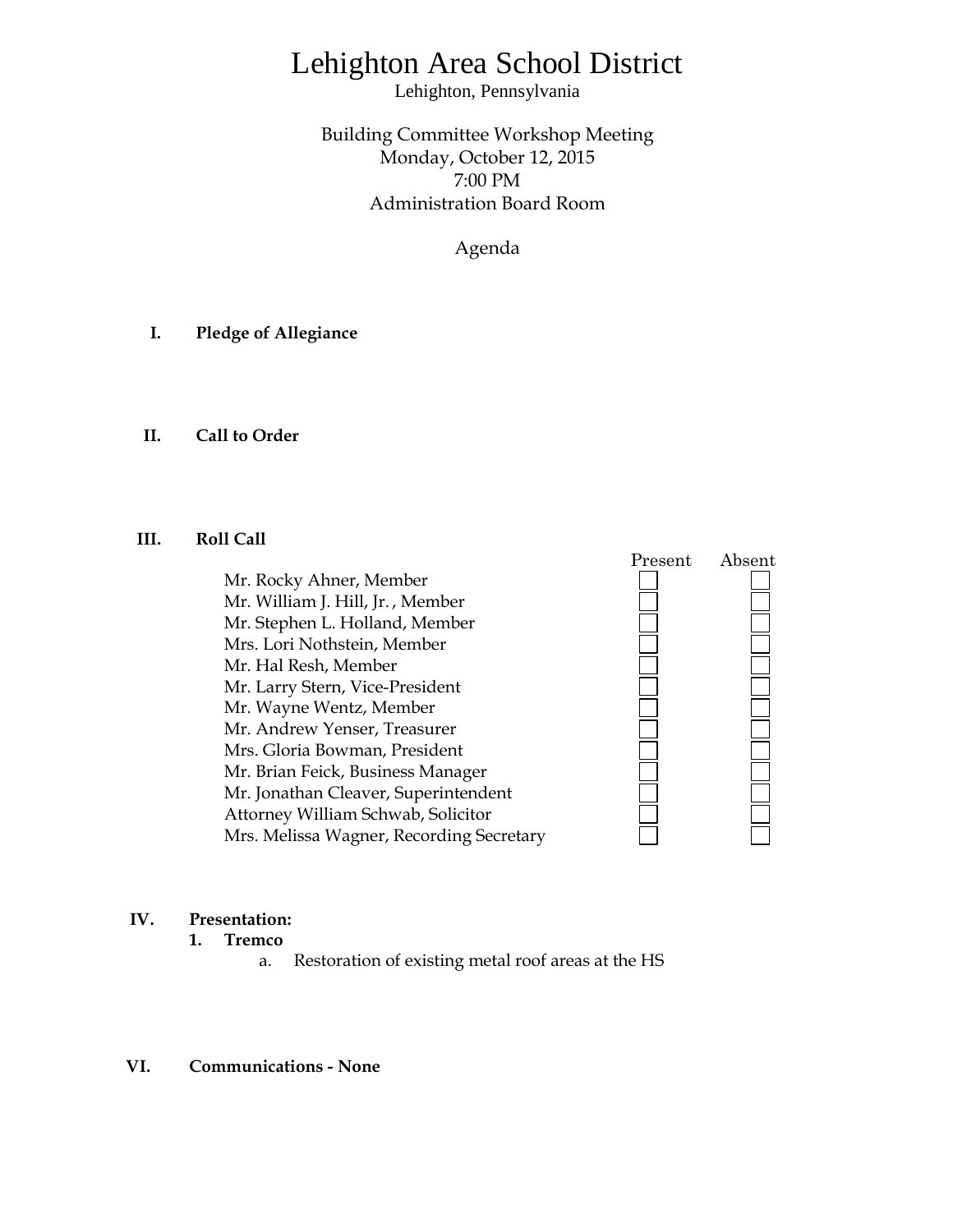# Lehighton Area School District

Lehighton, Pennsylvania

Building Committee Workshop Meeting
Monday, October 12, 2015
7:00 PM
Administration Board Room

Agenda

**I. Pledge of Allegiance**

**II. Call to Order**

**III. Roll Call**

| | Present | Absent |
|---|---|---|
| Mr. Rocky Ahner, Member | ☐ | ☐ |
| Mr. William J. Hill, Jr. , Member | ☐ | ☐ |
| Mr. Stephen L. Holland, Member | ☐ | ☐ |
| Mrs. Lori Nothstein, Member | ☐ | ☐ |
| Mr. Hal Resh, Member | ☐ | ☐ |
| Mr. Larry Stern, Vice-President | ☐ | ☐ |
| Mr. Wayne Wentz, Member | ☐ | ☐ |
| Mr. Andrew Yenser, Treasurer | ☐ | ☐ |
| Mrs. Gloria Bowman, President | ☐ | ☐ |
| Mr. Brian Feick, Business Manager | ☐ | ☐ |
| Mr. Jonathan Cleaver, Superintendent | ☐ | ☐ |
| Attorney William Schwab, Solicitor | ☐ | ☐ |
| Mrs. Melissa Wagner, Recording Secretary | ☐ | ☐ |

**IV. Presentation:**

1. **Tremco**
   a. Restoration of existing metal roof areas at the HS

**VI. Communications - None**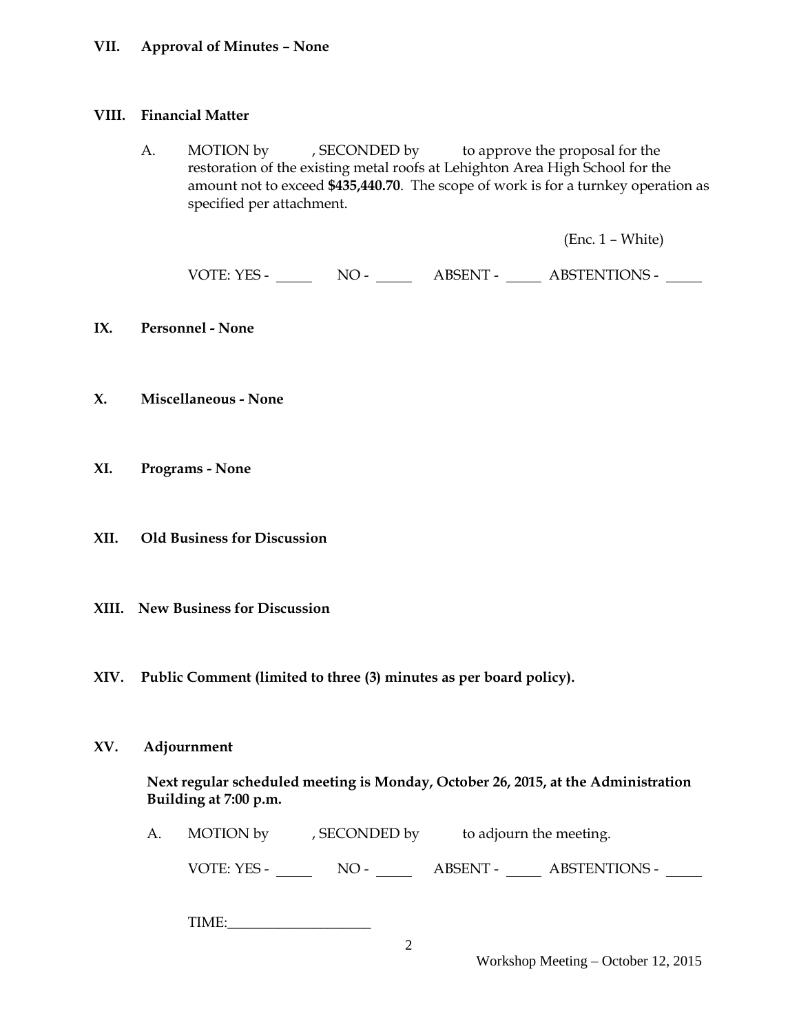## VII. Approval of Minutes – None

## VIII. Financial Matter

A. MOTION by , SECONDED by to approve the proposal for the restoration of the existing metal roofs at Lehighton Area High School for the amount not to exceed **$435,440.70**. The scope of work is for a turnkey operation as specified per attachment.

(Enc. 1 – White)

VOTE: YES - _____ NO - _____ ABSENT - _____ ABSTENTIONS - _____

## IX. Personnel - None

## X. Miscellaneous - None

## XI. Programs - None

## XII. Old Business for Discussion

## XIII. New Business for Discussion

## XIV. Public Comment (limited to three (3) minutes as per board policy).

## XV. Adjournment

**Next regular scheduled meeting is Monday, October 26, 2015, at the Administration Building at 7:00 p.m.**

A. MOTION by , SECONDED by to adjourn the meeting.

VOTE: YES - _____ NO - _____ ABSENT - _____ ABSTENTIONS - _____

TIME:____________________